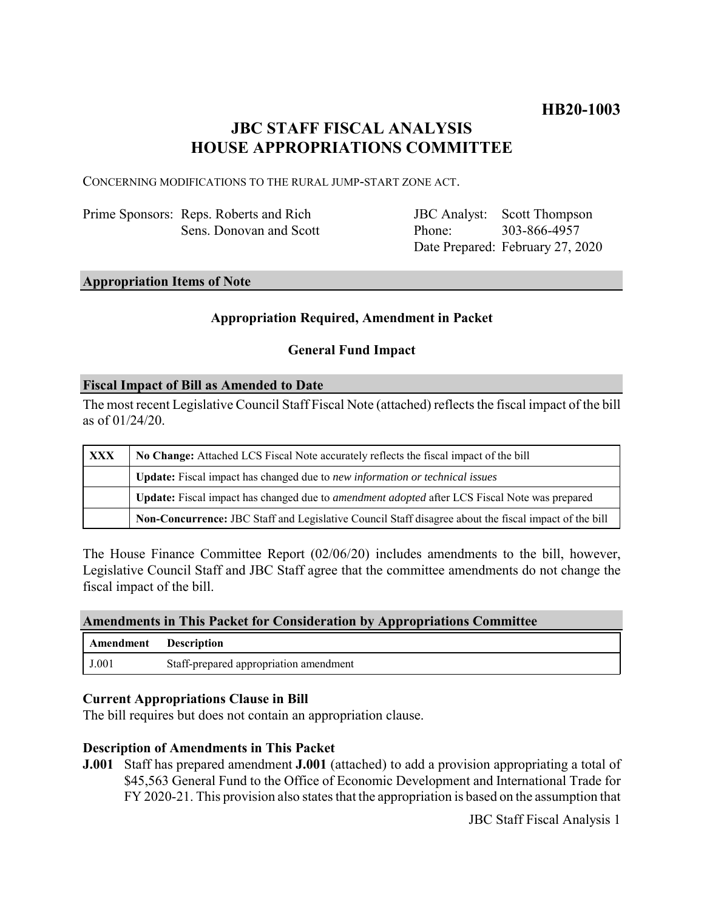**HB20-1003**

# JBC STAFF FISCAL ANALYSIS
# HOUSE APPROPRIATIONS COMMITTEE

CONCERNING MODIFICATIONS TO THE RURAL JUMP-START ZONE ACT.

| | | | |
|---|---|---|---|
| Prime Sponsors: | Reps. Roberts and Rich<br>Sens. Donovan and Scott | JBC Analyst:<br>Phone:<br>Date Prepared: | Scott Thompson<br>303-866-4957<br>February 27, 2020 |

## Appropriation Items of Note

**Appropriation Required, Amendment in Packet**

**General Fund Impact**

## Fiscal Impact of Bill as Amended to Date

The most recent Legislative Council Staff Fiscal Note (attached) reflects the fiscal impact of the bill as of 01/24/20.

| | |
|---|---|
| **XXX** | **No Change:** Attached LCS Fiscal Note accurately reflects the fiscal impact of the bill |
| | **Update:** Fiscal impact has changed due to *new information or technical issues* |
| | **Update:** Fiscal impact has changed due to *amendment adopted* after LCS Fiscal Note was prepared |
| | **Non-Concurrence:** JBC Staff and Legislative Council Staff disagree about the fiscal impact of the bill |

The House Finance Committee Report (02/06/20) includes amendments to the bill, however, Legislative Council Staff and JBC Staff agree that the committee amendments do not change the fiscal impact of the bill.

## Amendments in This Packet for Consideration by Appropriations Committee

| Amendment | Description |
|---|---|
| J.001 | Staff-prepared appropriation amendment |

### Current Appropriations Clause in Bill

The bill requires but does not contain an appropriation clause.

### Description of Amendments in This Packet

**J.001** Staff has prepared amendment **J.001** (attached) to add a provision appropriating a total of $45,563 General Fund to the Office of Economic Development and International Trade for FY 2020-21. This provision also states that the appropriation is based on the assumption that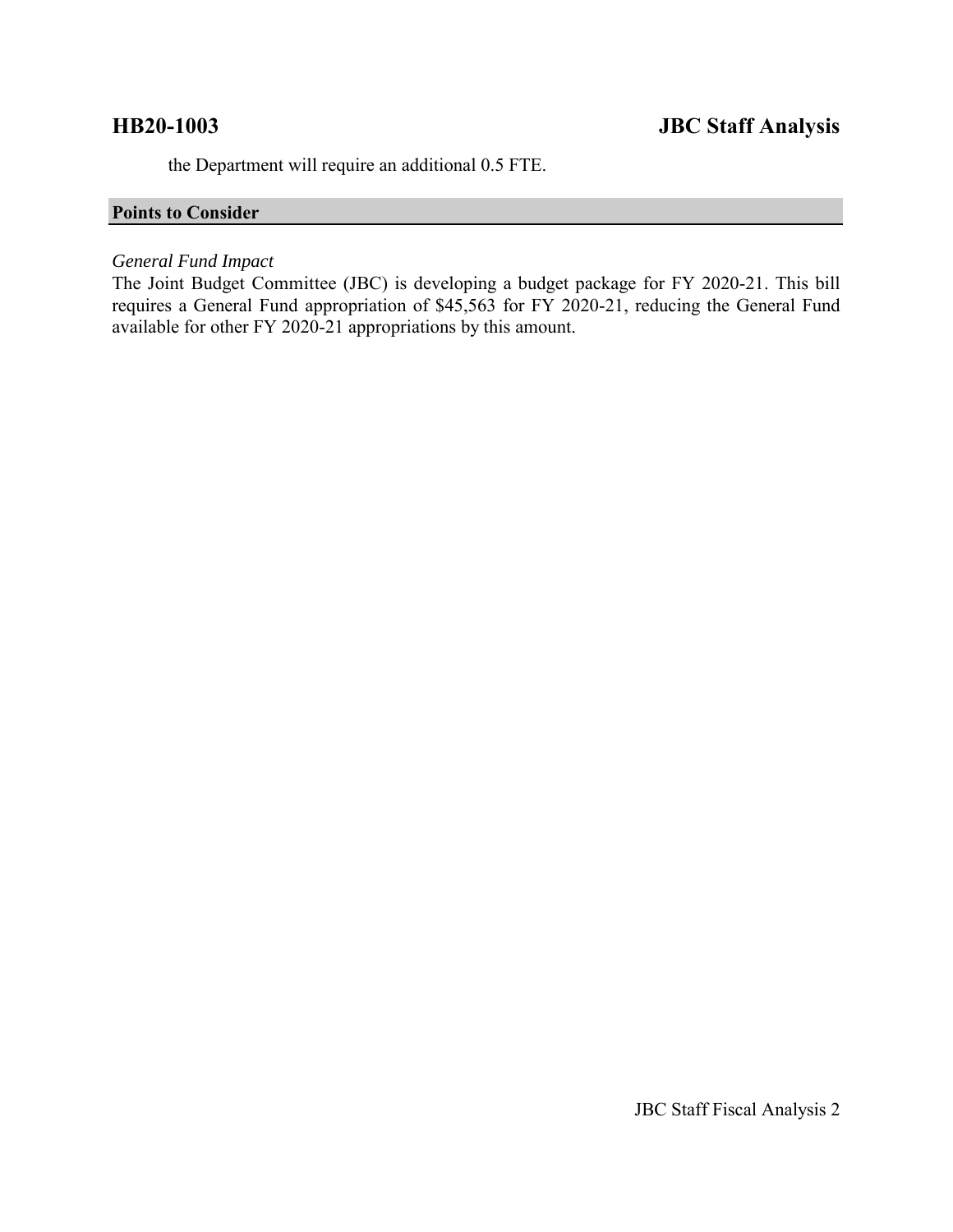the Department will require an additional 0.5 FTE.

## Points to Consider

*General Fund Impact*

The Joint Budget Committee (JBC) is developing a budget package for FY 2020-21. This bill requires a General Fund appropriation of $45,563 for FY 2020-21, reducing the General Fund available for other FY 2020-21 appropriations by this amount.